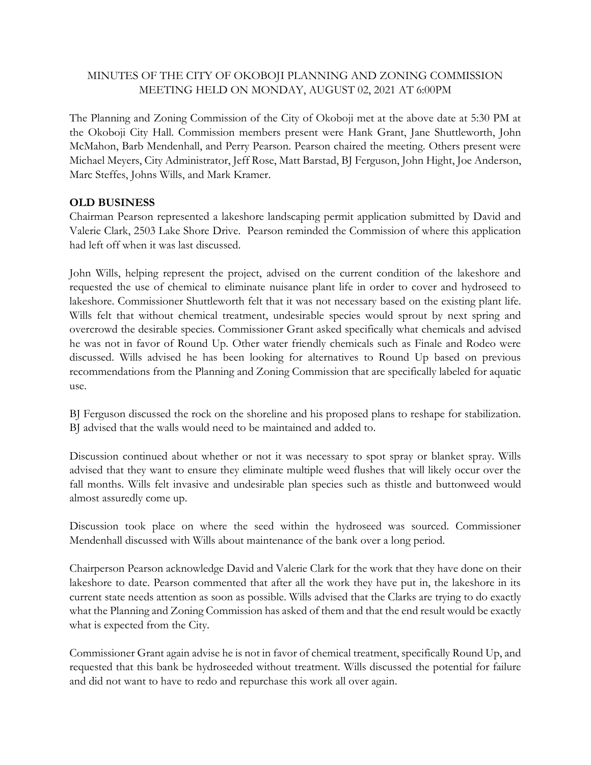MINUTES OF THE CITY OF OKOBOJI PLANNING AND ZONING COMMISSION MEETING HELD ON MONDAY, AUGUST 02, 2021 AT 6:00PM

The Planning and Zoning Commission of the City of Okoboji met at the above date at 5:30 PM at the Okoboji City Hall. Commission members present were Hank Grant, Jane Shuttleworth, John McMahon, Barb Mendenhall, and Perry Pearson. Pearson chaired the meeting. Others present were Michael Meyers, City Administrator, Jeff Rose, Matt Barstad, BJ Ferguson, John Hight, Joe Anderson, Marc Steffes, Johns Wills, and Mark Kramer.

**OLD BUSINESS**

Chairman Pearson represented a lakeshore landscaping permit application submitted by David and Valerie Clark, 2503 Lake Shore Drive. Pearson reminded the Commission of where this application had left off when it was last discussed.

John Wills, helping represent the project, advised on the current condition of the lakeshore and requested the use of chemical to eliminate nuisance plant life in order to cover and hydroseed to lakeshore. Commissioner Shuttleworth felt that it was not necessary based on the existing plant life. Wills felt that without chemical treatment, undesirable species would sprout by next spring and overcrowd the desirable species. Commissioner Grant asked specifically what chemicals and advised he was not in favor of Round Up. Other water friendly chemicals such as Finale and Rodeo were discussed. Wills advised he has been looking for alternatives to Round Up based on previous recommendations from the Planning and Zoning Commission that are specifically labeled for aquatic use.

BJ Ferguson discussed the rock on the shoreline and his proposed plans to reshape for stabilization. BJ advised that the walls would need to be maintained and added to.

Discussion continued about whether or not it was necessary to spot spray or blanket spray. Wills advised that they want to ensure they eliminate multiple weed flushes that will likely occur over the fall months. Wills felt invasive and undesirable plan species such as thistle and buttonweed would almost assuredly come up.

Discussion took place on where the seed within the hydroseed was sourced. Commissioner Mendenhall discussed with Wills about maintenance of the bank over a long period.

Chairperson Pearson acknowledge David and Valerie Clark for the work that they have done on their lakeshore to date. Pearson commented that after all the work they have put in, the lakeshore in its current state needs attention as soon as possible. Wills advised that the Clarks are trying to do exactly what the Planning and Zoning Commission has asked of them and that the end result would be exactly what is expected from the City.

Commissioner Grant again advise he is not in favor of chemical treatment, specifically Round Up, and requested that this bank be hydroseeded without treatment. Wills discussed the potential for failure and did not want to have to redo and repurchase this work all over again.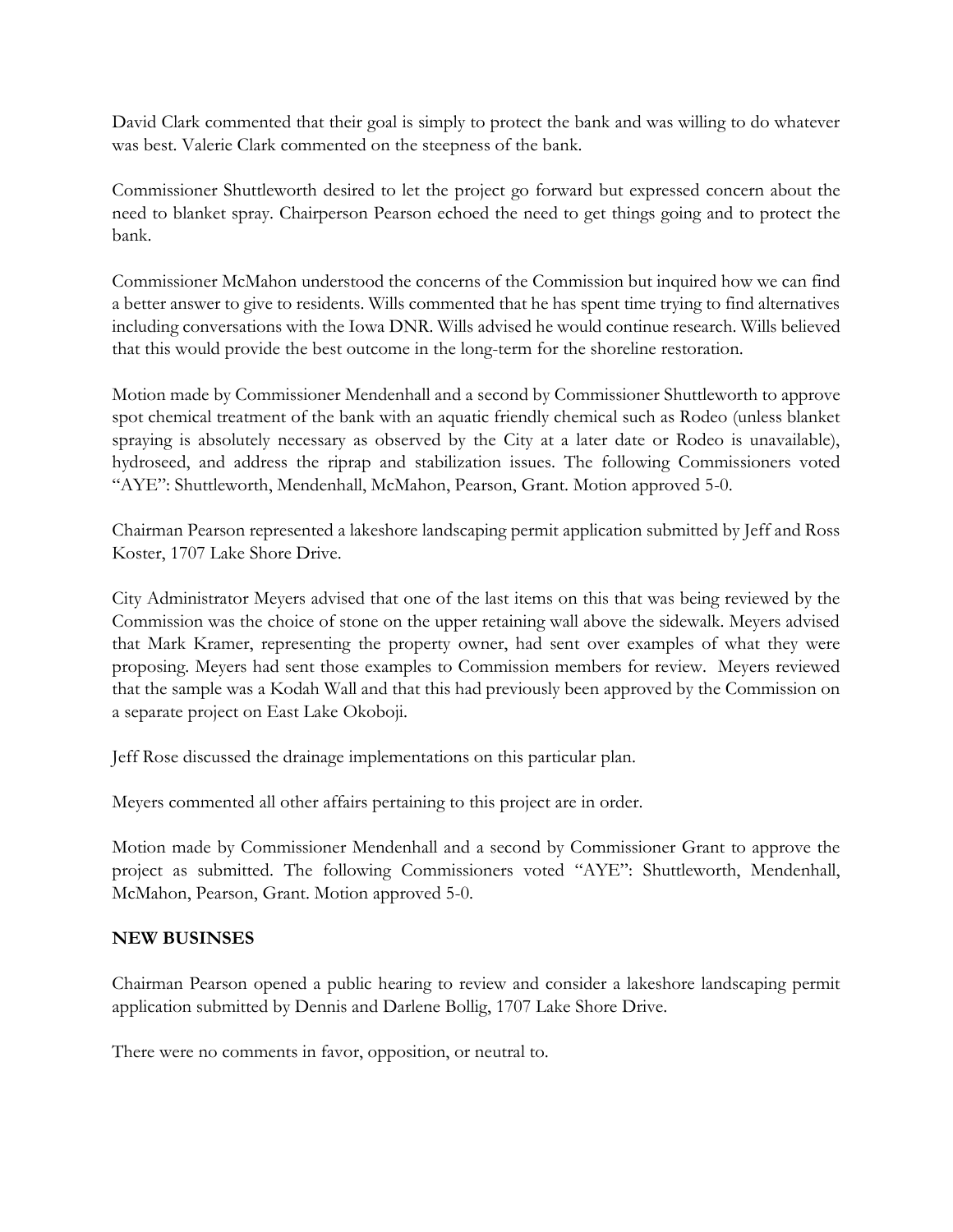David Clark commented that their goal is simply to protect the bank and was willing to do whatever was best. Valerie Clark commented on the steepness of the bank.

Commissioner Shuttleworth desired to let the project go forward but expressed concern about the need to blanket spray. Chairperson Pearson echoed the need to get things going and to protect the bank.

Commissioner McMahon understood the concerns of the Commission but inquired how we can find a better answer to give to residents. Wills commented that he has spent time trying to find alternatives including conversations with the Iowa DNR. Wills advised he would continue research. Wills believed that this would provide the best outcome in the long-term for the shoreline restoration.

Motion made by Commissioner Mendenhall and a second by Commissioner Shuttleworth to approve spot chemical treatment of the bank with an aquatic friendly chemical such as Rodeo (unless blanket spraying is absolutely necessary as observed by the City at a later date or Rodeo is unavailable), hydroseed, and address the riprap and stabilization issues. The following Commissioners voted "AYE": Shuttleworth, Mendenhall, McMahon, Pearson, Grant. Motion approved 5-0.

Chairman Pearson represented a lakeshore landscaping permit application submitted by Jeff and Ross Koster, 1707 Lake Shore Drive.

City Administrator Meyers advised that one of the last items on this that was being reviewed by the Commission was the choice of stone on the upper retaining wall above the sidewalk. Meyers advised that Mark Kramer, representing the property owner, had sent over examples of what they were proposing. Meyers had sent those examples to Commission members for review. Meyers reviewed that the sample was a Kodah Wall and that this had previously been approved by the Commission on a separate project on East Lake Okoboji.

Jeff Rose discussed the drainage implementations on this particular plan.

Meyers commented all other affairs pertaining to this project are in order.

Motion made by Commissioner Mendenhall and a second by Commissioner Grant to approve the project as submitted. The following Commissioners voted "AYE": Shuttleworth, Mendenhall, McMahon, Pearson, Grant. Motion approved 5-0.

**NEW BUSINESES**

Chairman Pearson opened a public hearing to review and consider a lakeshore landscaping permit application submitted by Dennis and Darlene Bollig, 1707 Lake Shore Drive.

There were no comments in favor, opposition, or neutral to.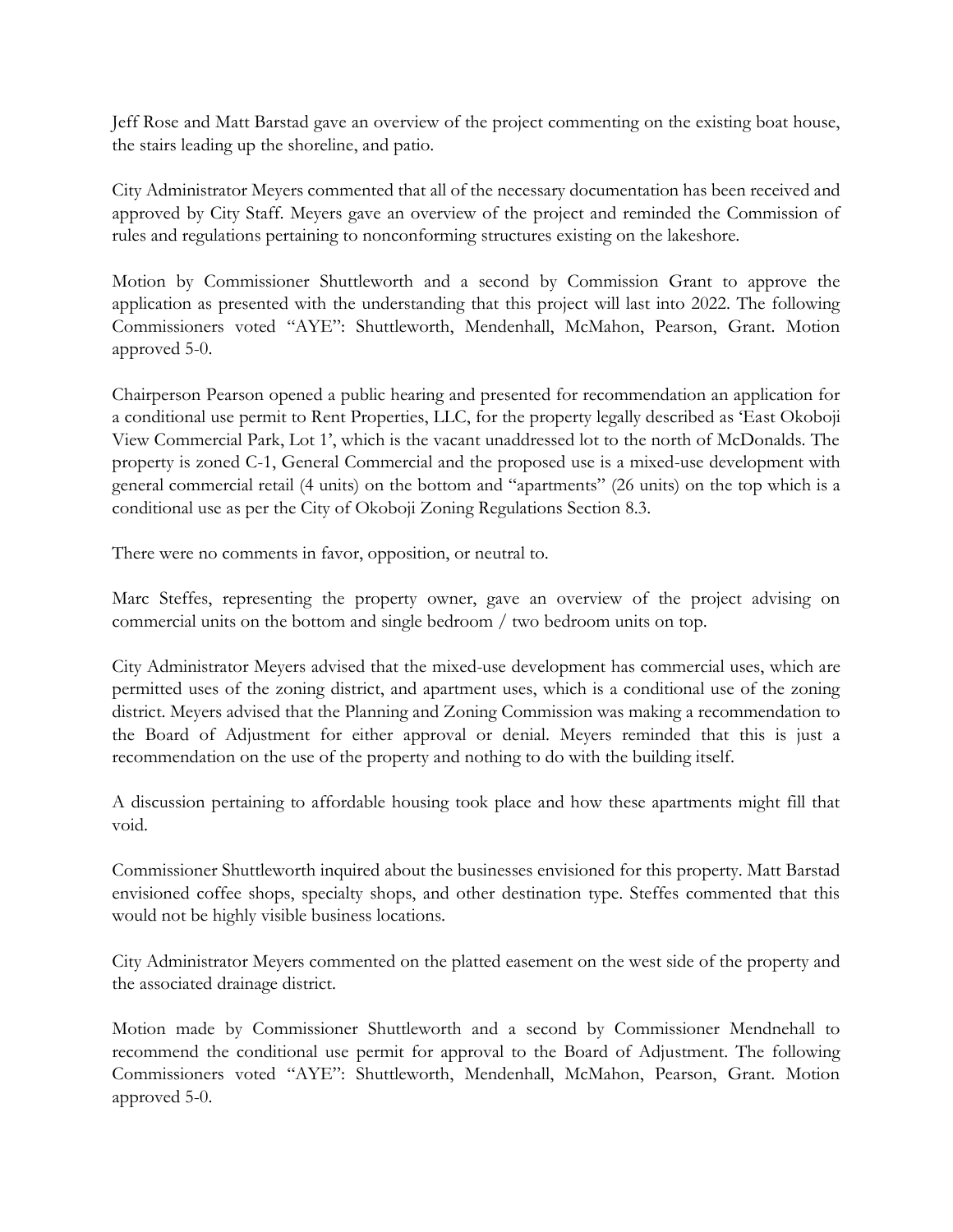Jeff Rose and Matt Barstad gave an overview of the project commenting on the existing boat house, the stairs leading up the shoreline, and patio.

City Administrator Meyers commented that all of the necessary documentation has been received and approved by City Staff. Meyers gave an overview of the project and reminded the Commission of rules and regulations pertaining to nonconforming structures existing on the lakeshore.

Motion by Commissioner Shuttleworth and a second by Commission Grant to approve the application as presented with the understanding that this project will last into 2022. The following Commissioners voted "AYE": Shuttleworth, Mendenhall, McMahon, Pearson, Grant. Motion approved 5-0.

Chairperson Pearson opened a public hearing and presented for recommendation an application for a conditional use permit to Rent Properties, LLC, for the property legally described as 'East Okoboji View Commercial Park, Lot 1', which is the vacant unaddressed lot to the north of McDonalds. The property is zoned C-1, General Commercial and the proposed use is a mixed-use development with general commercial retail (4 units) on the bottom and "apartments" (26 units) on the top which is a conditional use as per the City of Okoboji Zoning Regulations Section 8.3.

There were no comments in favor, opposition, or neutral to.

Marc Steffes, representing the property owner, gave an overview of the project advising on commercial units on the bottom and single bedroom / two bedroom units on top.

City Administrator Meyers advised that the mixed-use development has commercial uses, which are permitted uses of the zoning district, and apartment uses, which is a conditional use of the zoning district. Meyers advised that the Planning and Zoning Commission was making a recommendation to the Board of Adjustment for either approval or denial. Meyers reminded that this is just a recommendation on the use of the property and nothing to do with the building itself.

A discussion pertaining to affordable housing took place and how these apartments might fill that void.

Commissioner Shuttleworth inquired about the businesses envisioned for this property. Matt Barstad envisioned coffee shops, specialty shops, and other destination type. Steffes commented that this would not be highly visible business locations.

City Administrator Meyers commented on the platted easement on the west side of the property and the associated drainage district.

Motion made by Commissioner Shuttleworth and a second by Commissioner Mendnehall to recommend the conditional use permit for approval to the Board of Adjustment. The following Commissioners voted "AYE": Shuttleworth, Mendenhall, McMahon, Pearson, Grant. Motion approved 5-0.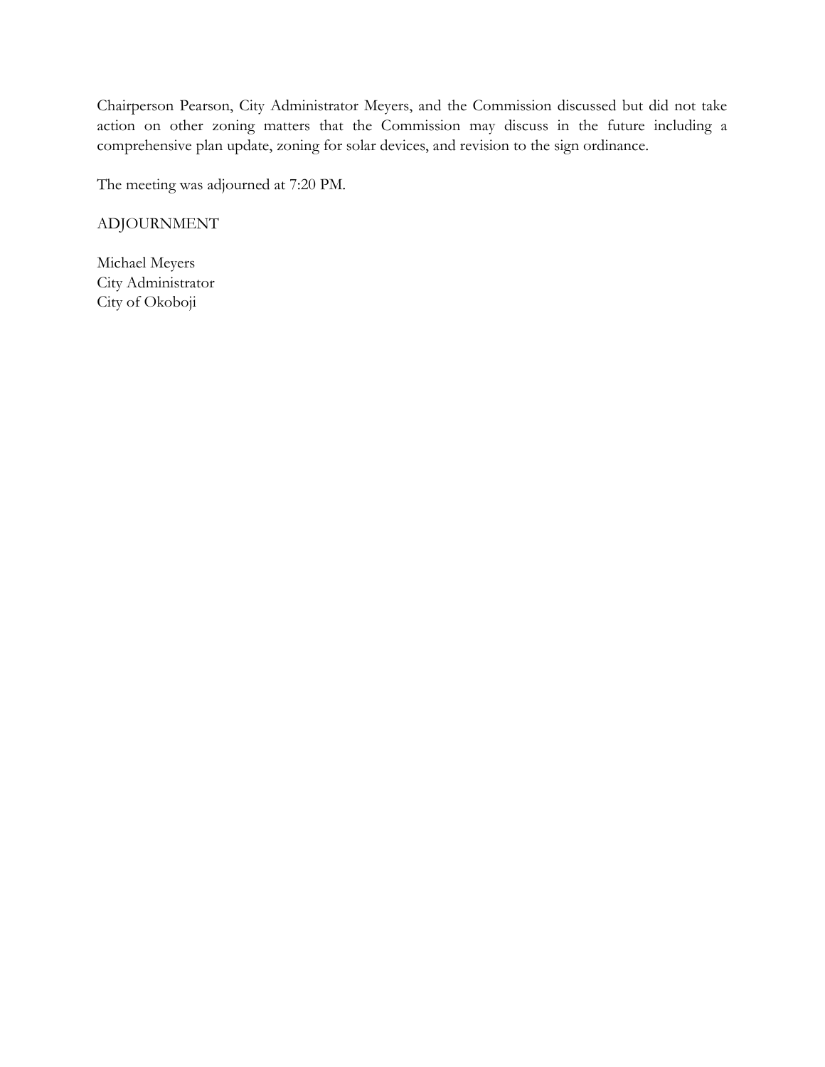Chairperson Pearson, City Administrator Meyers, and the Commission discussed but did not take action on other zoning matters that the Commission may discuss in the future including a comprehensive plan update, zoning for solar devices, and revision to the sign ordinance.

The meeting was adjourned at 7:20 PM.

ADJOURNMENT

Michael Meyers
City Administrator
City of Okoboji